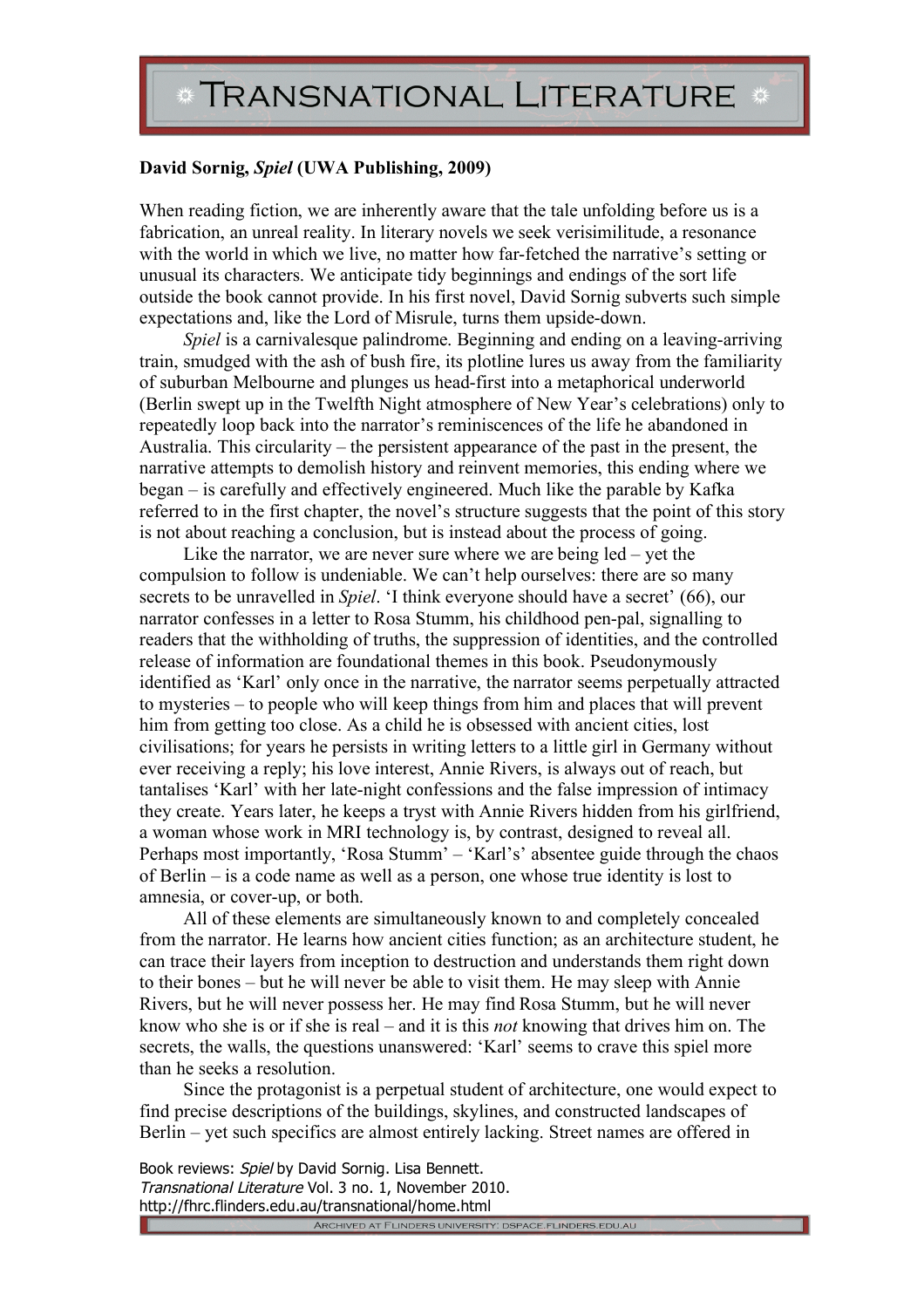**David Sornig, *Spiel* (UWA Publishing, 2009)**

When reading fiction, we are inherently aware that the tale unfolding before us is a fabrication, an unreal reality. In literary novels we seek verisimilitude, a resonance with the world in which we live, no matter how far-fetched the narrative's setting or unusual its characters. We anticipate tidy beginnings and endings of the sort life outside the book cannot provide. In his first novel, David Sornig subverts such simple expectations and, like the Lord of Misrule, turns them upside-down.

*Spiel* is a carnivalesque palindrome. Beginning and ending on a leaving-arriving train, smudged with the ash of bush fire, its plotline lures us away from the familiarity of suburban Melbourne and plunges us head-first into a metaphorical underworld (Berlin swept up in the Twelfth Night atmosphere of New Year's celebrations) only to repeatedly loop back into the narrator's reminiscences of the life he abandoned in Australia. This circularity – the persistent appearance of the past in the present, the narrative attempts to demolish history and reinvent memories, this ending where we began – is carefully and effectively engineered. Much like the parable by Kafka referred to in the first chapter, the novel's structure suggests that the point of this story is not about reaching a conclusion, but is instead about the process of going.

Like the narrator, we are never sure where we are being led – yet the compulsion to follow is undeniable. We can't help ourselves: there are so many secrets to be unravelled in *Spiel*. 'I think everyone should have a secret' (66), our narrator confesses in a letter to Rosa Stumm, his childhood pen-pal, signalling to readers that the withholding of truths, the suppression of identities, and the controlled release of information are foundational themes in this book. Pseudonymously identified as 'Karl' only once in the narrative, the narrator seems perpetually attracted to mysteries – to people who will keep things from him and places that will prevent him from getting too close. As a child he is obsessed with ancient cities, lost civilisations; for years he persists in writing letters to a little girl in Germany without ever receiving a reply; his love interest, Annie Rivers, is always out of reach, but tantalises 'Karl' with her late-night confessions and the false impression of intimacy they create. Years later, he keeps a tryst with Annie Rivers hidden from his girlfriend, a woman whose work in MRI technology is, by contrast, designed to reveal all. Perhaps most importantly, 'Rosa Stumm' – 'Karl's' absentee guide through the chaos of Berlin – is a code name as well as a person, one whose true identity is lost to amnesia, or cover-up, or both.

All of these elements are simultaneously known to and completely concealed from the narrator. He learns how ancient cities function; as an architecture student, he can trace their layers from inception to destruction and understands them right down to their bones – but he will never be able to visit them. He may sleep with Annie Rivers, but he will never possess her. He may find Rosa Stumm, but he will never know who she is or if she is real – and it is this *not* knowing that drives him on. The secrets, the walls, the questions unanswered: 'Karl' seems to crave this spiel more than he seeks a resolution.

Since the protagonist is a perpetual student of architecture, one would expect to find precise descriptions of the buildings, skylines, and constructed landscapes of Berlin – yet such specifics are almost entirely lacking. Street names are offered in

Book reviews: *Spiel* by David Sornig. Lisa Bennett.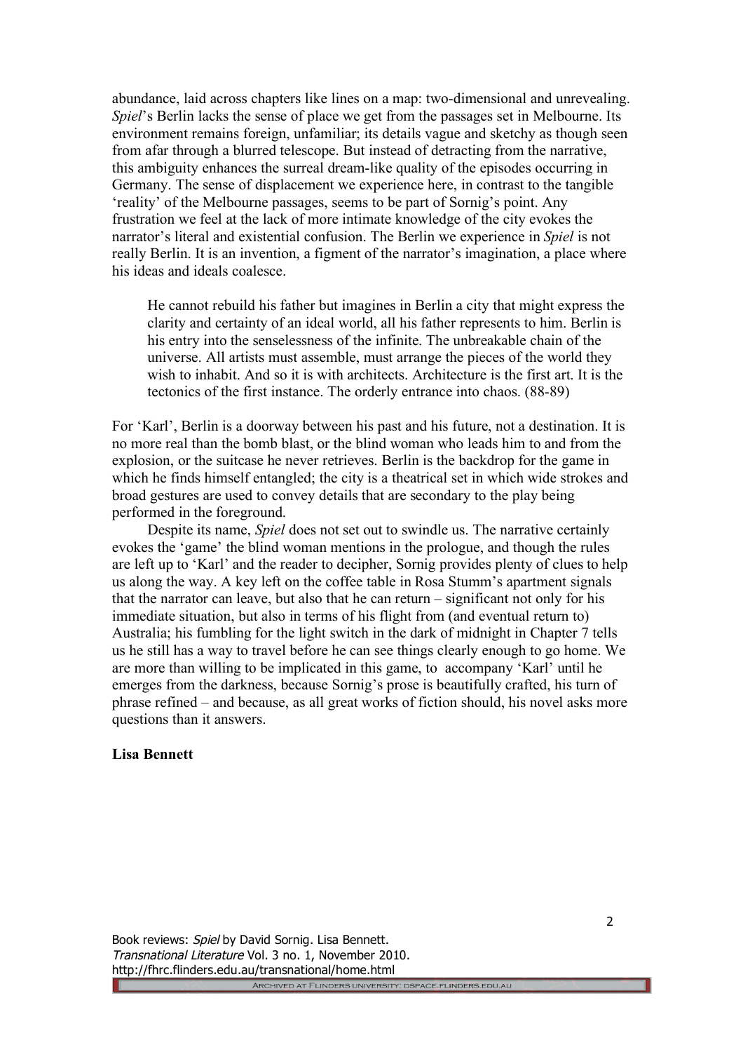abundance, laid across chapters like lines on a map: two-dimensional and unrevealing. *Spiel*'s Berlin lacks the sense of place we get from the passages set in Melbourne. Its environment remains foreign, unfamiliar; its details vague and sketchy as though seen from afar through a blurred telescope. But instead of detracting from the narrative, this ambiguity enhances the surreal dream-like quality of the episodes occurring in Germany. The sense of displacement we experience here, in contrast to the tangible 'reality' of the Melbourne passages, seems to be part of Sornig's point. Any frustration we feel at the lack of more intimate knowledge of the city evokes the narrator's literal and existential confusion. The Berlin we experience in *Spiel* is not really Berlin. It is an invention, a figment of the narrator's imagination, a place where his ideas and ideals coalesce.

> He cannot rebuild his father but imagines in Berlin a city that might express the clarity and certainty of an ideal world, all his father represents to him. Berlin is his entry into the senselessness of the infinite. The unbreakable chain of the universe. All artists must assemble, must arrange the pieces of the world they wish to inhabit. And so it is with architects. Architecture is the first art. It is the tectonics of the first instance. The orderly entrance into chaos. (88-89)

For 'Karl', Berlin is a doorway between his past and his future, not a destination. It is no more real than the bomb blast, or the blind woman who leads him to and from the explosion, or the suitcase he never retrieves. Berlin is the backdrop for the game in which he finds himself entangled; the city is a theatrical set in which wide strokes and broad gestures are used to convey details that are secondary to the play being performed in the foreground.

Despite its name, *Spiel* does not set out to swindle us. The narrative certainly evokes the 'game' the blind woman mentions in the prologue, and though the rules are left up to 'Karl' and the reader to decipher, Sornig provides plenty of clues to help us along the way. A key left on the coffee table in Rosa Stumm's apartment signals that the narrator can leave, but also that he can return – significant not only for his immediate situation, but also in terms of his flight from (and eventual return to) Australia; his fumbling for the light switch in the dark of midnight in Chapter 7 tells us he still has a way to travel before he can see things clearly enough to go home. We are more than willing to be implicated in this game, to accompany 'Karl' until he emerges from the darkness, because Sornig's prose is beautifully crafted, his turn of phrase refined – and because, as all great works of fiction should, his novel asks more questions than it answers.

**Lisa Bennett**